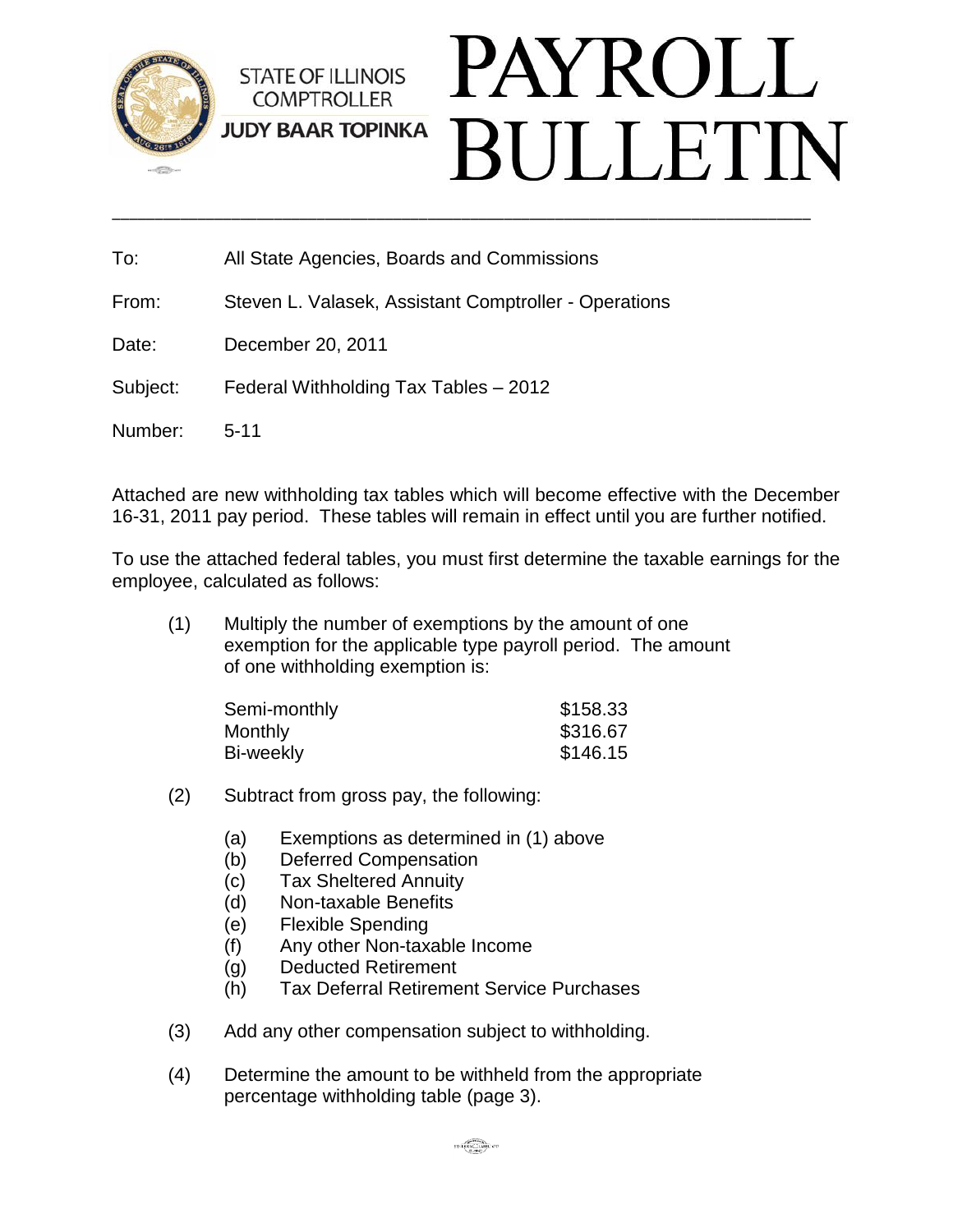STATE OF ILLINOIS COMPTROLLER
JUDY BAAR TOPINKA

# PAYROLL BULLETIN

---

To: All State Agencies, Boards and Commissions

From: Steven L. Valasek, Assistant Comptroller - Operations

Date: December 20, 2011

Subject: Federal Withholding Tax Tables – 2012

Number: 5-11

Attached are new withholding tax tables which will become effective with the December 16-31, 2011 pay period. These tables will remain in effect until you are further notified.

To use the attached federal tables, you must first determine the taxable earnings for the employee, calculated as follows:

(1) Multiply the number of exemptions by the amount of one exemption for the applicable type payroll period. The amount of one withholding exemption is:

| | |
|---|---|
| Semi-monthly | $158.33 |
| Monthly | $316.67 |
| Bi-weekly | $146.15 |

(2) Subtract from gross pay, the following:

- (a) Exemptions as determined in (1) above
- (b) Deferred Compensation
- (c) Tax Sheltered Annuity
- (d) Non-taxable Benefits
- (e) Flexible Spending
- (f) Any other Non-taxable Income
- (g) Deducted Retirement
- (h) Tax Deferral Retirement Service Purchases

(3) Add any other compensation subject to withholding.

(4) Determine the amount to be withheld from the appropriate percentage withholding table (page 3).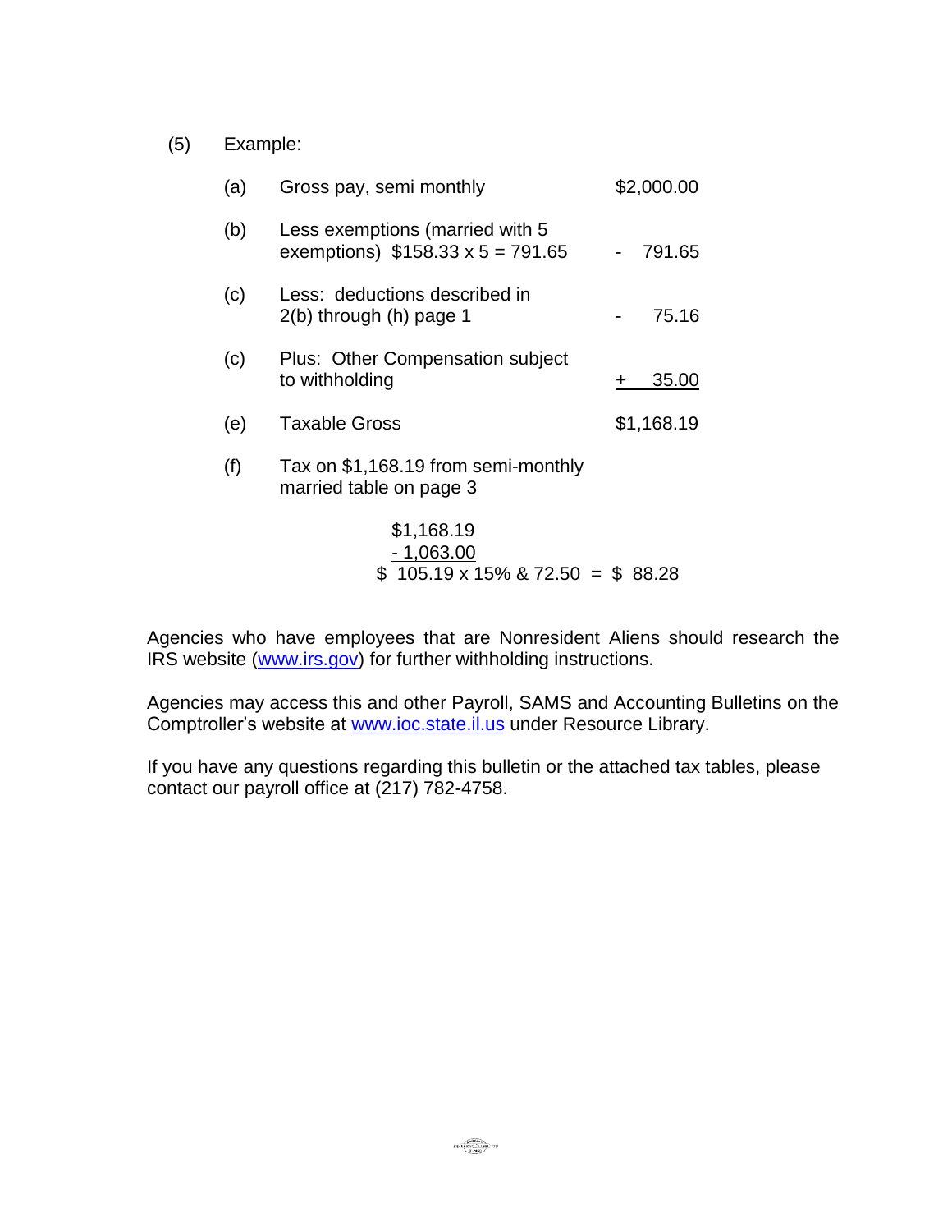(5) Example:

| | | |
|---|---|---|
| (a) | Gross pay, semi monthly | $2,000.00 |
| (b) | Less exemptions (married with 5 exemptions) $158.33 x 5 = 791.65 | - 791.65 |
| (c) | Less: deductions described in 2(b) through (h) page 1 | - 75.16 |
| (c) | Plus: Other Compensation subject to withholding | + 35.00 |
| (e) | Taxable Gross | $1,168.19 |
| (f) | Tax on $1,168.19 from semi-monthly married table on page 3 | |

```
  $1,168.19
 - 1,063.00
$  105.19 x 15% & 72.50  =  $ 88.28
```

Agencies who have employees that are Nonresident Aliens should research the IRS website (www.irs.gov) for further withholding instructions.

Agencies may access this and other Payroll, SAMS and Accounting Bulletins on the Comptroller's website at www.ioc.state.il.us under Resource Library.

If you have any questions regarding this bulletin or the attached tax tables, please contact our payroll office at (217) 782-4758.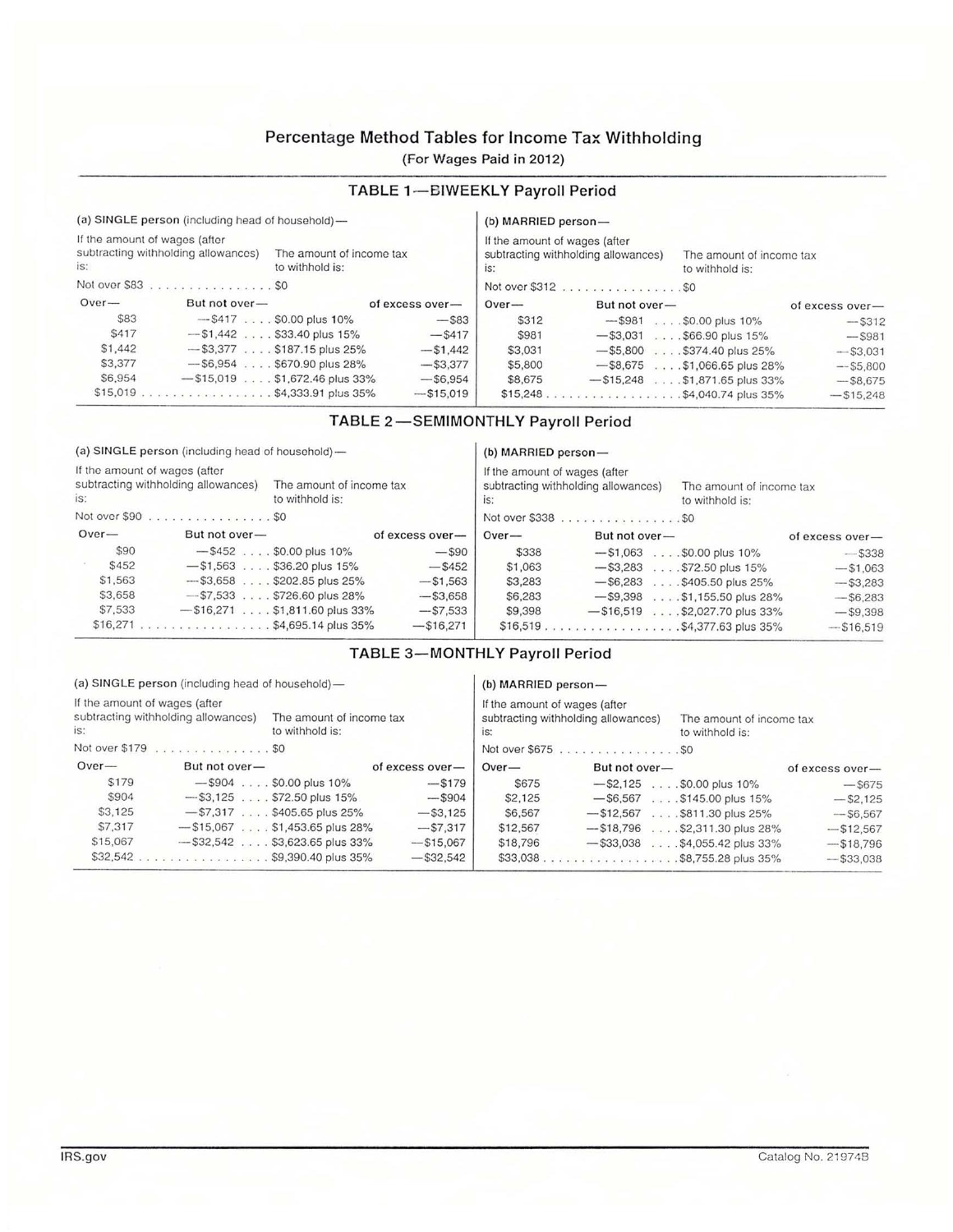# Percentage Method Tables for Income Tax Withholding

(For Wages Paid in 2012)

## TABLE 1—BIWEEKLY Payroll Period

**(a) SINGLE person** (including head of household)—

If the amount of wages (after subtracting withholding allowances) is: Not over $83 . . . . . . . . . . . . . . . . The amount of income tax to withhold is: $0

| Over— | But not over— | The amount of income tax to withhold is: | of excess over— |
|---|---|---|---|
| $83 | —$417 | $0.00 plus 10% | —$83 |
| $417 | —$1,442 | $33.40 plus 15% | —$417 |
| $1,442 | —$3,377 | $187.15 plus 25% | —$1,442 |
| $3,377 | —$6,954 | $670.90 plus 28% | —$3,377 |
| $6,954 | —$15,019 | $1,672.46 plus 33% | —$6,954 |
| $15,019 | | $4,333.91 plus 35% | —$15,019 |

**(b) MARRIED person—**

If the amount of wages (after subtracting withholding allowances) is: Not over $312 . . . . . . . . . . . . . . . . The amount of income tax to withhold is: $0

| Over— | But not over— | The amount of income tax to withhold is: | of excess over— |
|---|---|---|---|
| $312 | —$981 | $0.00 plus 10% | —$312 |
| $981 | —$3,031 | $66.90 plus 15% | —$981 |
| $3,031 | —$5,800 | $374.40 plus 25% | —$3,031 |
| $5,800 | —$8,675 | $1,066.65 plus 28% | —$5,800 |
| $8,675 | —$15,248 | $1,871.65 plus 33% | —$8,675 |
| $15,248 | | $4,040.74 plus 35% | —$15,248 |

## TABLE 2—SEMIMONTHLY Payroll Period

**(a) SINGLE person** (including head of household)—

If the amount of wages (after subtracting withholding allowances) is: Not over $90 . . . . . . . . . . . . . . . . The amount of income tax to withhold is: $0

| Over— | But not over— | The amount of income tax to withhold is: | of excess over— |
|---|---|---|---|
| $90 | —$452 | $0.00 plus 10% | —$90 |
| $452 | —$1,563 | $36.20 plus 15% | —$452 |
| $1,563 | —$3,658 | $202.85 plus 25% | —$1,563 |
| $3,658 | —$7,533 | $726.60 plus 28% | —$3,658 |
| $7,533 | —$16,271 | $1,811.60 plus 33% | —$7,533 |
| $16,271 | | $4,695.14 plus 35% | —$16,271 |

**(b) MARRIED person—**

If the amount of wages (after subtracting withholding allowances) is: Not over $338 . . . . . . . . . . . . . . . . The amount of income tax to withhold is: $0

| Over— | But not over— | The amount of income tax to withhold is: | of excess over— |
|---|---|---|---|
| $338 | —$1,063 | $0.00 plus 10% | —$338 |
| $1,063 | —$3,283 | $72.50 plus 15% | —$1,063 |
| $3,283 | —$6,283 | $405.50 plus 25% | —$3,283 |
| $6,283 | —$9,398 | $1,155.50 plus 28% | —$6,283 |
| $9,398 | —$16,519 | $2,027.70 plus 33% | —$9,398 |
| $16,519 | | $4,377.63 plus 35% | —$16,519 |

## TABLE 3—MONTHLY Payroll Period

**(a) SINGLE person** (including head of household)—

If the amount of wages (after subtracting withholding allowances) is: Not over $179 . . . . . . . . . . . . . . . . The amount of income tax to withhold is: $0

| Over— | But not over— | The amount of income tax to withhold is: | of excess over— |
|---|---|---|---|
| $179 | —$904 | $0.00 plus 10% | —$179 |
| $904 | —$3,125 | $72.50 plus 15% | —$904 |
| $3,125 | —$7,317 | $405.65 plus 25% | —$3,125 |
| $7,317 | —$15,067 | $1,453.65 plus 28% | —$7,317 |
| $15,067 | —$32,542 | $3,623.65 plus 33% | —$15,067 |
| $32,542 | | $9,390.40 plus 35% | —$32,542 |

**(b) MARRIED person—**

If the amount of wages (after subtracting withholding allowances) is: Not over $675 . . . . . . . . . . . . . . . . The amount of income tax to withhold is: $0

| Over— | But not over— | The amount of income tax to withhold is: | of excess over— |
|---|---|---|---|
| $675 | —$2,125 | $0.00 plus 10% | —$675 |
| $2,125 | —$6,567 | $145.00 plus 15% | —$2,125 |
| $6,567 | —$12,567 | $811.30 plus 25% | —$6,567 |
| $12,567 | —$18,796 | $2,311.30 plus 28% | —$12,567 |
| $18,796 | —$33,038 | $4,055.42 plus 33% | —$18,796 |
| $33,038 | | $8,755.28 plus 35% | —$33,038 |

IRS.gov

Catalog No. 21974B